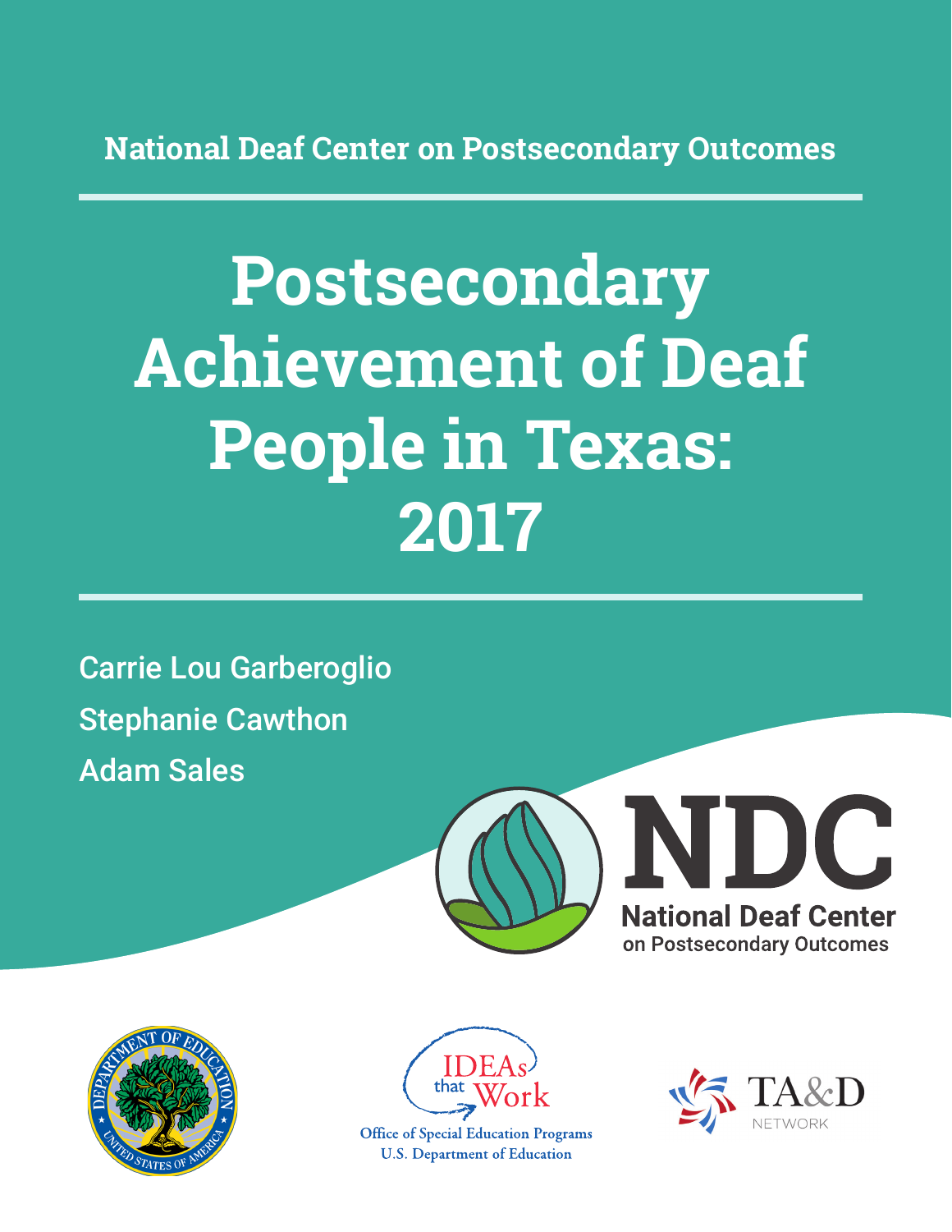National Deaf Center on Postsecondary Outcomes

# Postsecondary Achievement of Deaf People in Texas: 2017

Carrie Lou Garberoglio

Stephanie Cawthon

Adam Sales

NDC

National Deaf Center on Postsecondary Outcomes

IDEAs that Work

Office of Special Education Programs
U.S. Department of Education

TA&D NETWORK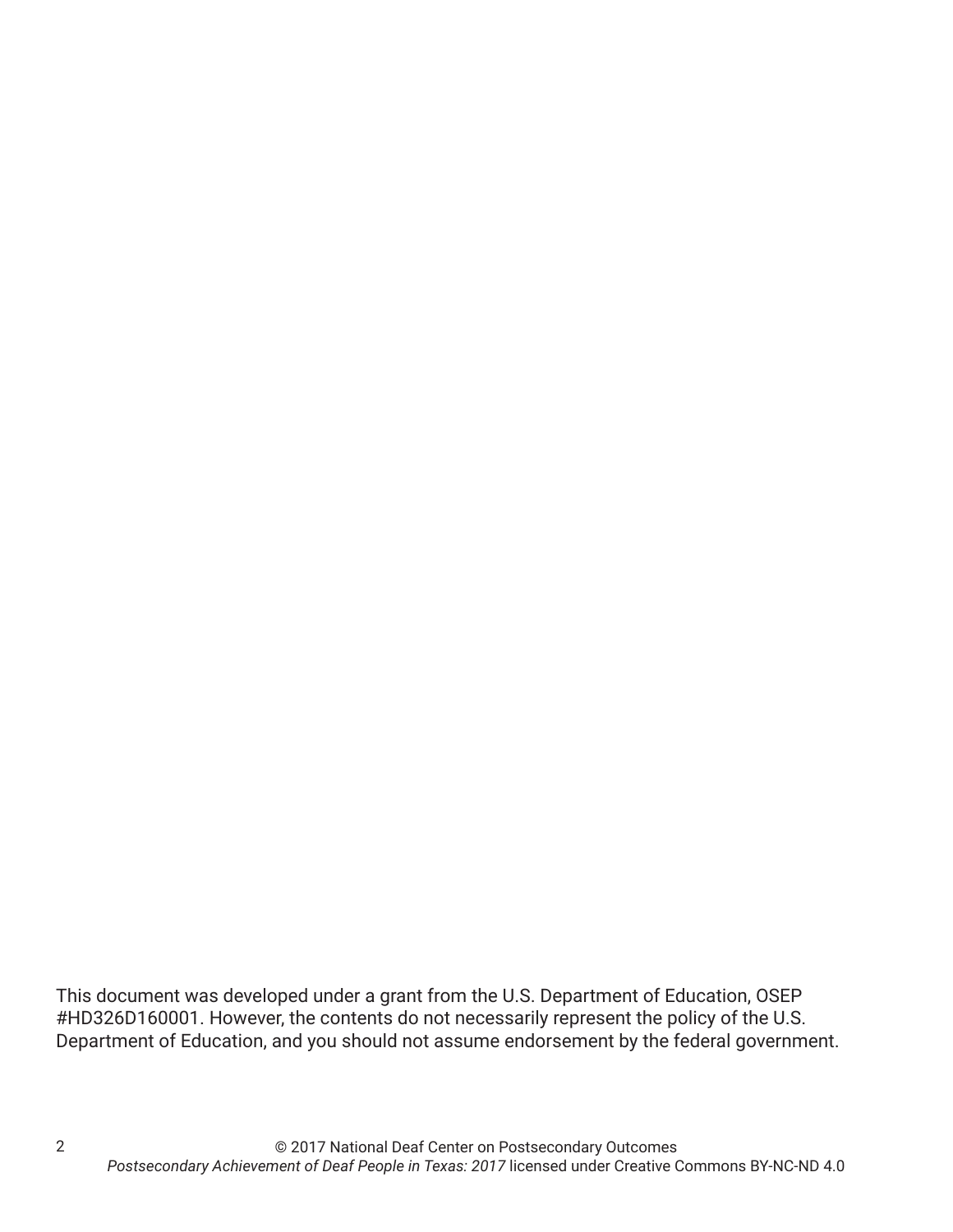This document was developed under a grant from the U.S. Department of Education, OSEP #HD326D160001. However, the contents do not necessarily represent the policy of the U.S. Department of Education, and you should not assume endorsement by the federal government.

© 2017 National Deaf Center on Postsecondary Outcomes
*Postsecondary Achievement of Deaf People in Texas: 2017* licensed under Creative Commons BY-NC-ND 4.0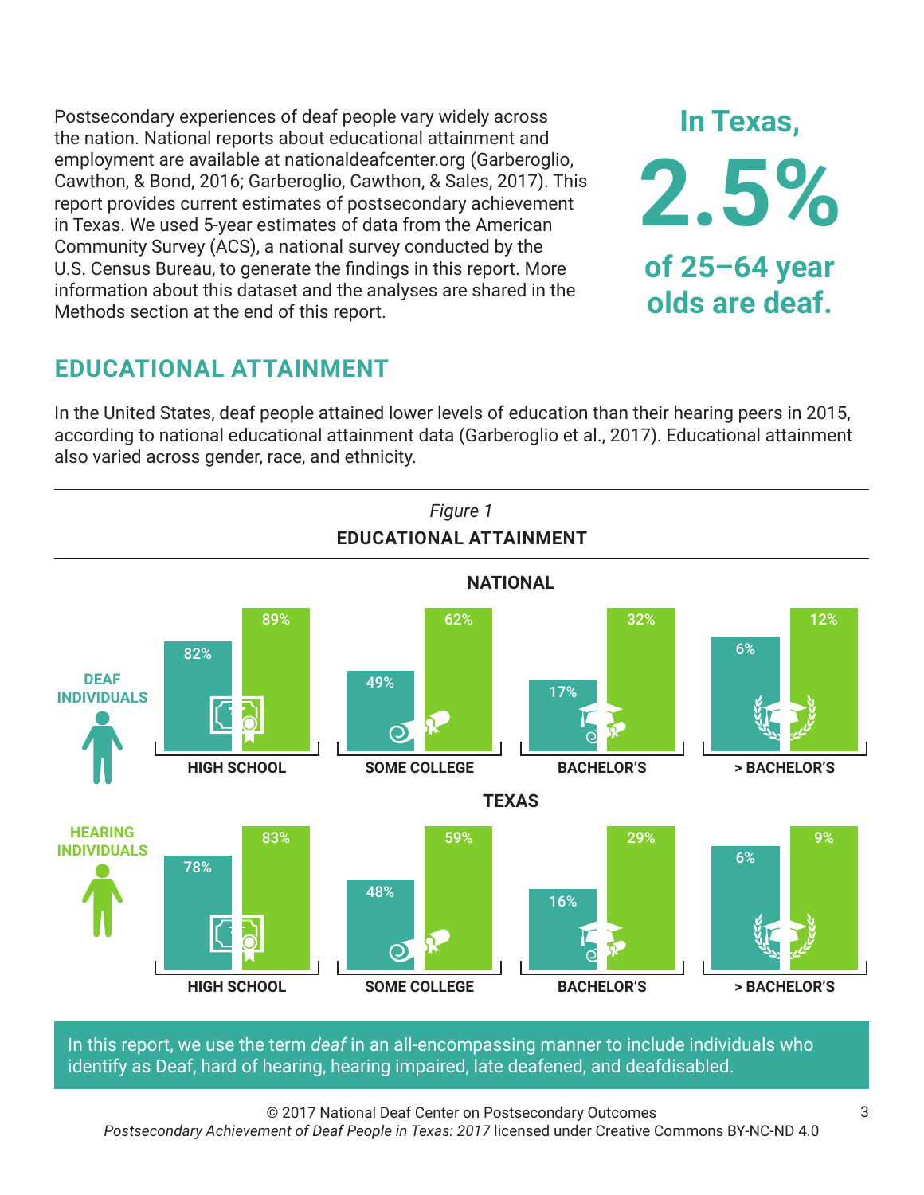Postsecondary experiences of deaf people vary widely across the nation. National reports about educational attainment and employment are available at nationaldeafcenter.org (Garberoglio, Cawthon, & Bond, 2016; Garberoglio, Cawthon, & Sales, 2017). This report provides current estimates of postsecondary achievement in Texas. We used 5-year estimates of data from the American Community Survey (ACS), a national survey conducted by the U.S. Census Bureau, to generate the findings in this report. More information about this dataset and the analyses are shared in the Methods section at the end of this report.

**In Texas, 2.5% of 25–64 year olds are deaf.**

## EDUCATIONAL ATTAINMENT

In the United States, deaf people attained lower levels of education than their hearing peers in 2015, according to national educational attainment data (Garberoglio et al., 2017). Educational attainment also varied across gender, race, and ethnicity.

*Figure 1*

**EDUCATIONAL ATTAINMENT**

**NATIONAL**

| | HIGH SCHOOL | SOME COLLEGE | BACHELOR'S | > BACHELOR'S |
|---|---|---|---|---|
| DEAF INDIVIDUALS | 82% | 49% | 17% | 6% |
| HEARING INDIVIDUALS | 89% | 62% | 32% | 12% |

**TEXAS**

| | HIGH SCHOOL | SOME COLLEGE | BACHELOR'S | > BACHELOR'S |
|---|---|---|---|---|
| DEAF INDIVIDUALS | 78% | 48% | 16% | 6% |
| HEARING INDIVIDUALS | 83% | 59% | 29% | 9% |

In this report, we use the term *deaf* in an all-encompassing manner to include individuals who identify as Deaf, hard of hearing, hearing impaired, late deafened, and deafdisabled.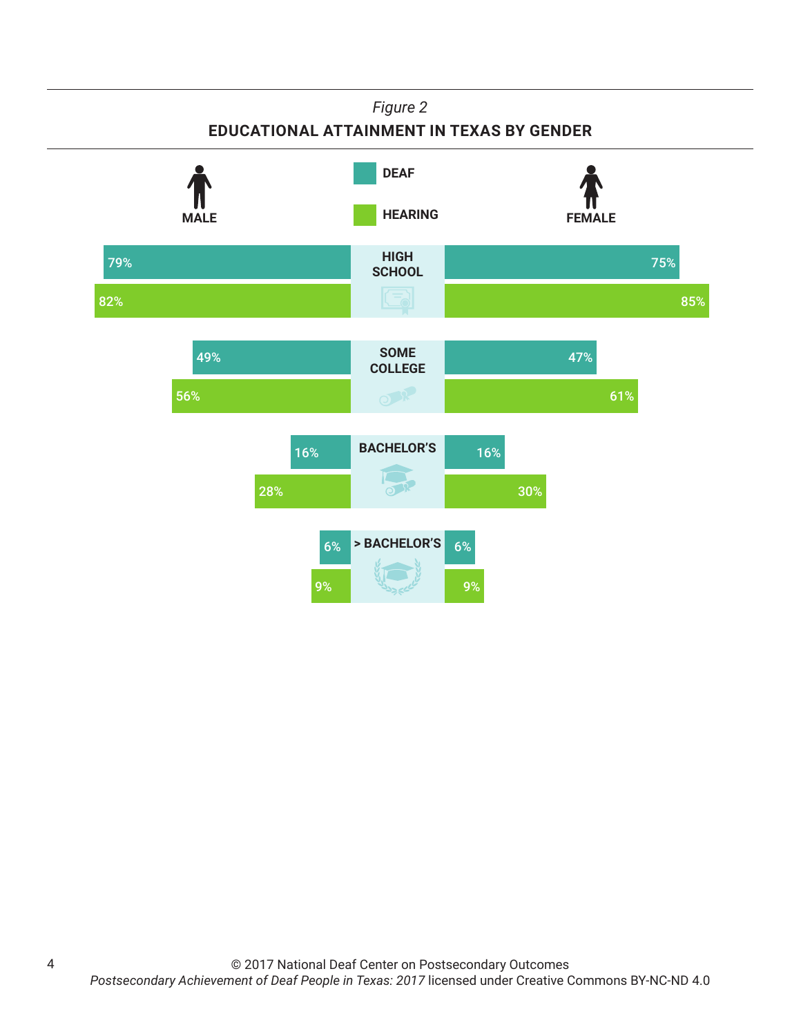*Figure 2*

**EDUCATIONAL ATTAINMENT IN TEXAS BY GENDER**

| | Male – Deaf | Male – Hearing | Female – Deaf | Female – Hearing |
|---|---|---|---|---|
| HIGH SCHOOL | 79% | 82% | 75% | 85% |
| SOME COLLEGE | 49% | 56% | 47% | 61% |
| BACHELOR'S | 16% | 28% | 16% | 30% |
| > BACHELOR'S | 6% | 9% | 6% | 9% |

© 2017 National Deaf Center on Postsecondary Outcomes
*Postsecondary Achievement of Deaf People in Texas: 2017* licensed under Creative Commons BY-NC-ND 4.0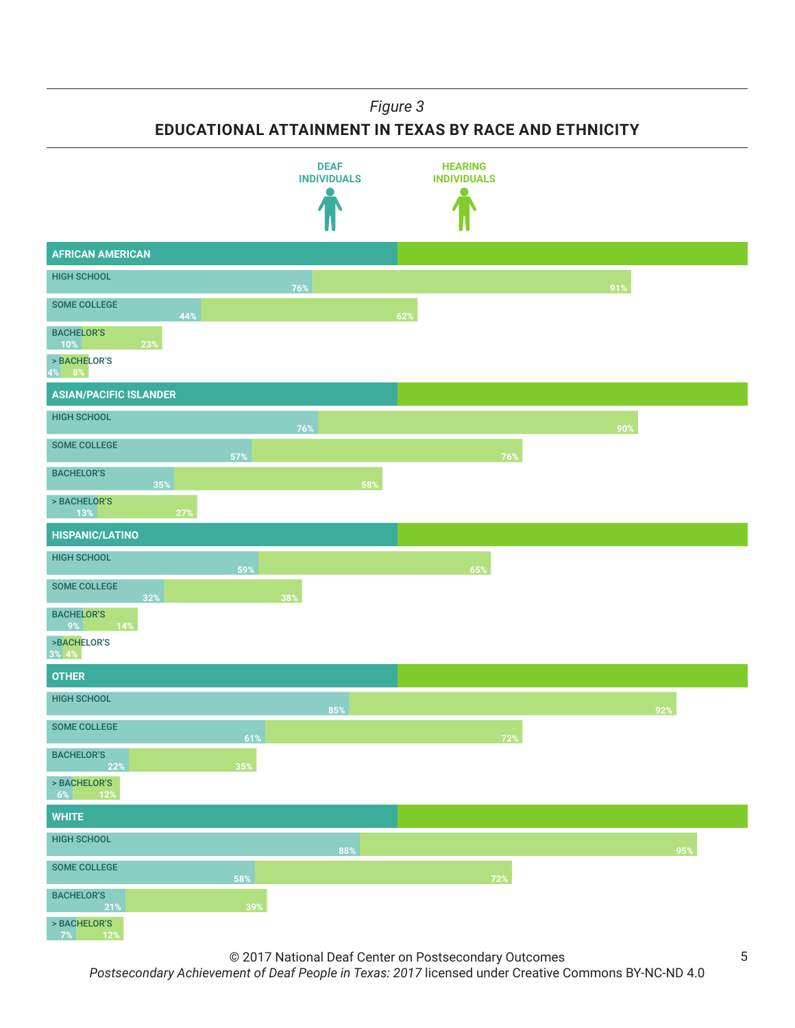*Figure 3*

**EDUCATIONAL ATTAINMENT IN TEXAS BY RACE AND ETHNICITY**

| | DEAF INDIVIDUALS | HEARING INDIVIDUALS |
|---|---|---|
| **AFRICAN AMERICAN** | | |
| HIGH SCHOOL | 76% | 91% |
| SOME COLLEGE | 44% | 62% |
| BACHELOR'S | 10% | 23% |
| > BACHELOR'S | 4% | 8% |
| **ASIAN/PACIFIC ISLANDER** | | |
| HIGH SCHOOL | 76% | 90% |
| SOME COLLEGE | 57% | 76% |
| BACHELOR'S | 35% | 58% |
| > BACHELOR'S | 13% | 27% |
| **HISPANIC/LATINO** | | |
| HIGH SCHOOL | 59% | 65% |
| SOME COLLEGE | 32% | 38% |
| BACHELOR'S | 9% | 14% |
| >BACHELOR'S | 3% | 4% |
| **OTHER** | | |
| HIGH SCHOOL | 85% | 92% |
| SOME COLLEGE | 61% | 72% |
| BACHELOR'S | 22% | 35% |
| > BACHELOR'S | 6% | 12% |
| **WHITE** | | |
| HIGH SCHOOL | 88% | 95% |
| SOME COLLEGE | 58% | 72% |
| BACHELOR'S | 21% | 39% |
| > BACHELOR'S | 7% | 12% |

© 2017 National Deaf Center on Postsecondary Outcomes
*Postsecondary Achievement of Deaf People in Texas: 2017* licensed under Creative Commons BY-NC-ND 4.0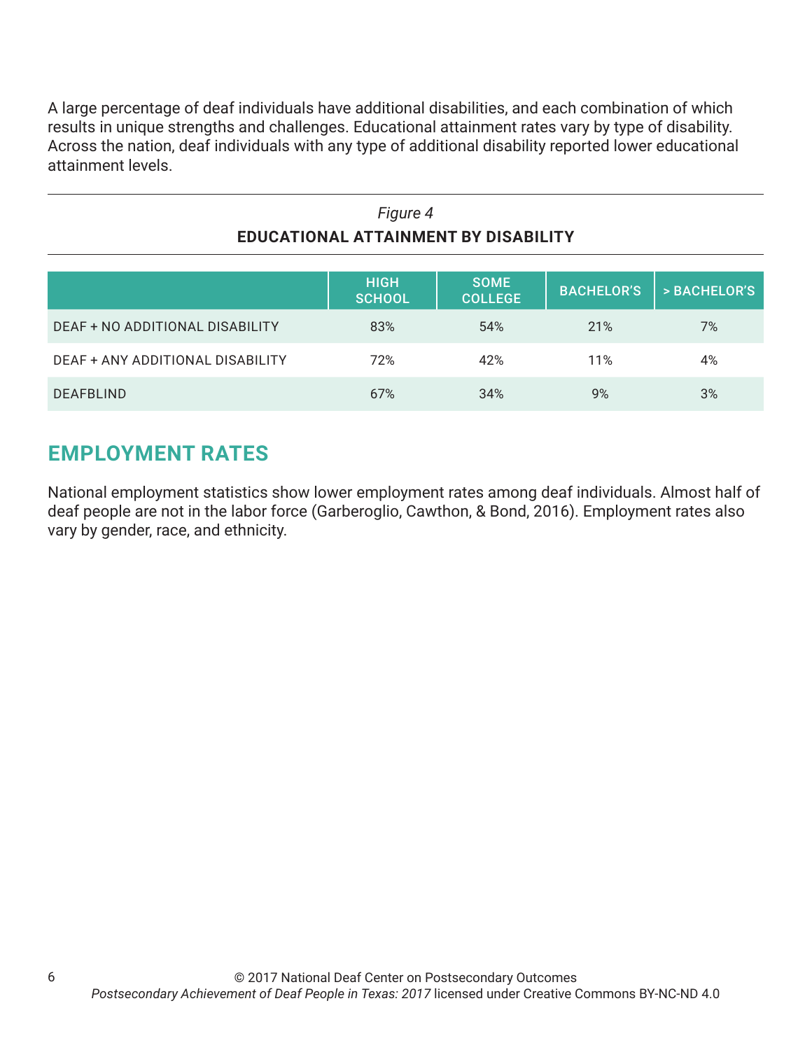A large percentage of deaf individuals have additional disabilities, and each combination of which results in unique strengths and challenges. Educational attainment rates vary by type of disability. Across the nation, deaf individuals with any type of additional disability reported lower educational attainment levels.

*Figure 4*

**EDUCATIONAL ATTAINMENT BY DISABILITY**

| | HIGH SCHOOL | SOME COLLEGE | BACHELOR'S | > BACHELOR'S |
|---|---|---|---|---|
| DEAF + NO ADDITIONAL DISABILITY | 83% | 54% | 21% | 7% |
| DEAF + ANY ADDITIONAL DISABILITY | 72% | 42% | 11% | 4% |
| DEAFBLIND | 67% | 34% | 9% | 3% |

## EMPLOYMENT RATES

National employment statistics show lower employment rates among deaf individuals. Almost half of deaf people are not in the labor force (Garberoglio, Cawthon, & Bond, 2016). Employment rates also vary by gender, race, and ethnicity.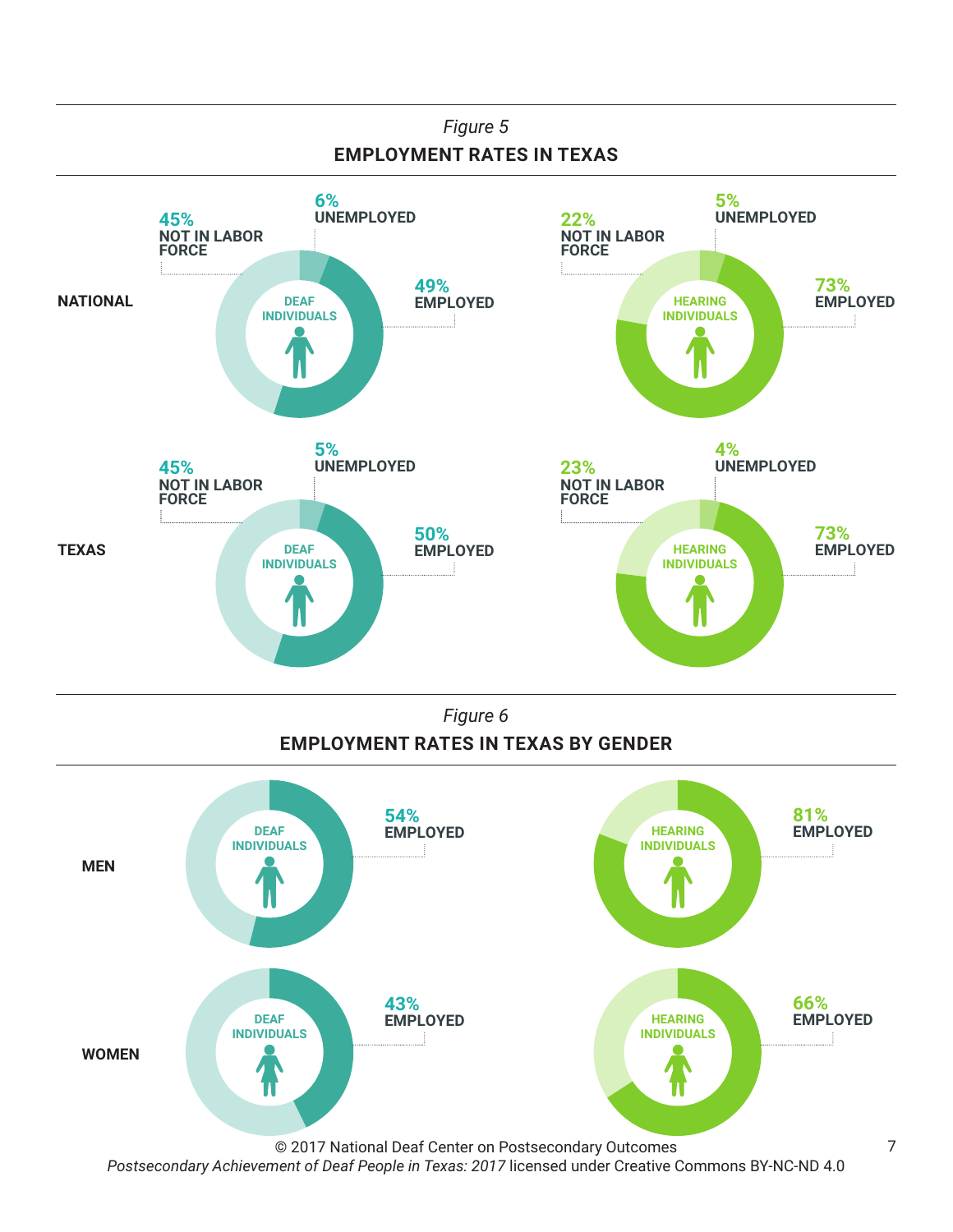*Figure 5*

**EMPLOYMENT RATES IN TEXAS**

| | Deaf Individuals | | | Hearing Individuals | | |
|---|---|---|---|---|---|---|
| | Not in Labor Force | Unemployed | Employed | Not in Labor Force | Unemployed | Employed |
| **NATIONAL** | 45% | 6% | 49% | 22% | 5% | 73% |
| **TEXAS** | 45% | 5% | 50% | 23% | 4% | 73% |

*Figure 6*

**EMPLOYMENT RATES IN TEXAS BY GENDER**

| | Deaf Individuals Employed | Hearing Individuals Employed |
|---|---|---|
| **MEN** | 54% | 81% |
| **WOMEN** | 43% | 66% |

© 2017 National Deaf Center on Postsecondary Outcomes
*Postsecondary Achievement of Deaf People in Texas: 2017* licensed under Creative Commons BY-NC-ND 4.0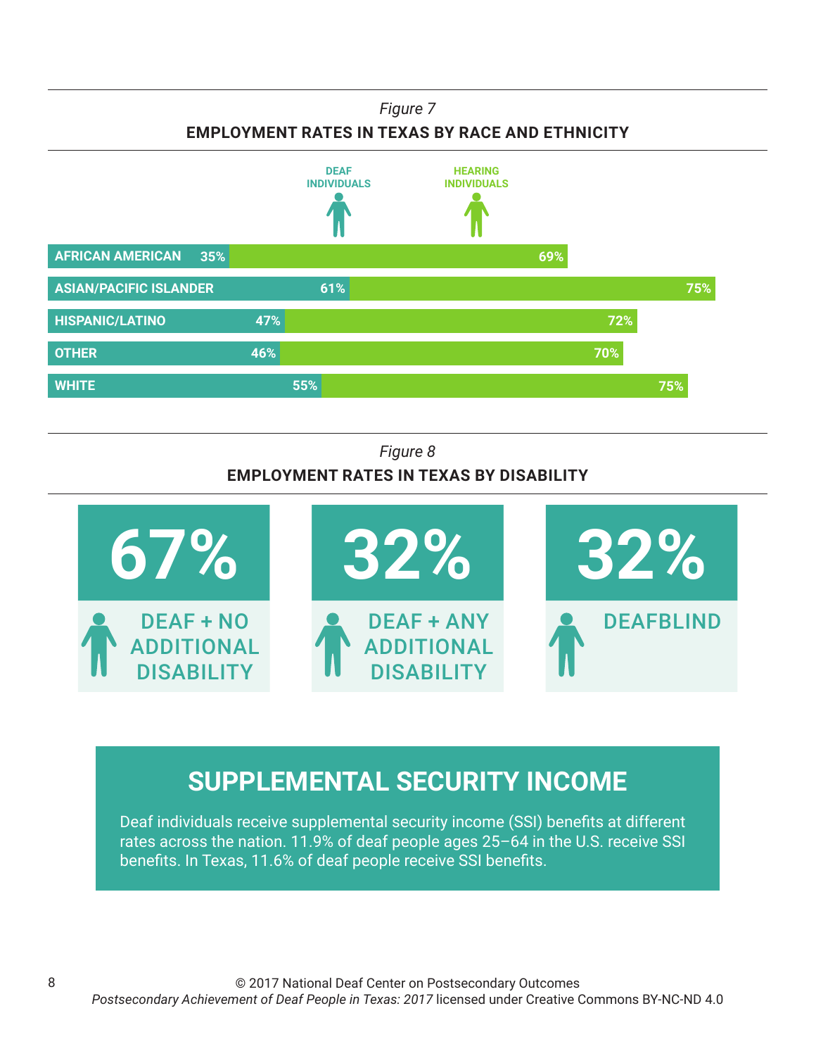*Figure 7*

**EMPLOYMENT RATES IN TEXAS BY RACE AND ETHNICITY**

| | DEAF INDIVIDUALS | HEARING INDIVIDUALS |
|---|---|---|
| AFRICAN AMERICAN | 35% | 69% |
| ASIAN/PACIFIC ISLANDER | 61% | 75% |
| HISPANIC/LATINO | 47% | 72% |
| OTHER | 46% | 70% |
| WHITE | 55% | 75% |

*Figure 8*

**EMPLOYMENT RATES IN TEXAS BY DISABILITY**

| 67% | 32% | 32% |
|---|---|---|
| DEAF + NO ADDITIONAL DISABILITY | DEAF + ANY ADDITIONAL DISABILITY | DEAFBLIND |

## SUPPLEMENTAL SECURITY INCOME

Deaf individuals receive supplemental security income (SSI) benefits at different rates across the nation. 11.9% of deaf people ages 25–64 in the U.S. receive SSI benefits. In Texas, 11.6% of deaf people receive SSI benefits.

© 2017 National Deaf Center on Postsecondary Outcomes
*Postsecondary Achievement of Deaf People in Texas: 2017* licensed under Creative Commons BY-NC-ND 4.0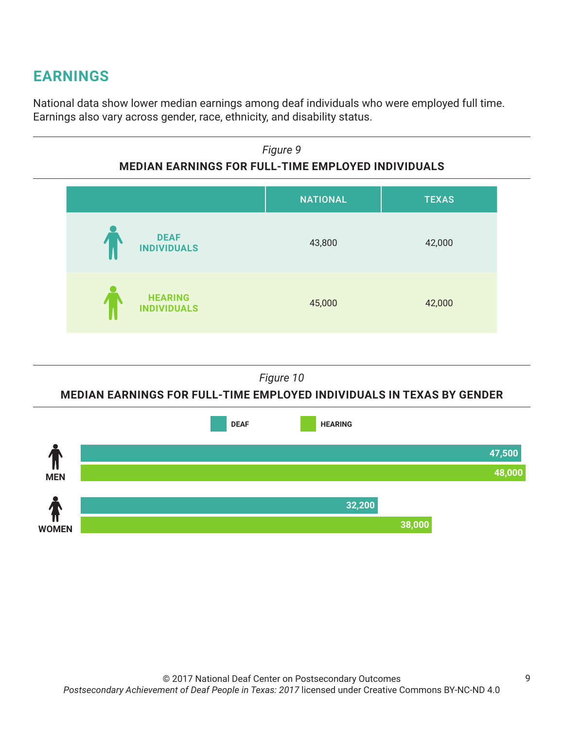## EARNINGS

National data show lower median earnings among deaf individuals who were employed full time. Earnings also vary across gender, race, ethnicity, and disability status.

*Figure 9*

**MEDIAN EARNINGS FOR FULL-TIME EMPLOYED INDIVIDUALS**

| | NATIONAL | TEXAS |
|---|---|---|
| DEAF INDIVIDUALS | 43,800 | 42,000 |
| HEARING INDIVIDUALS | 45,000 | 42,000 |

*Figure 10*

**MEDIAN EARNINGS FOR FULL-TIME EMPLOYED INDIVIDUALS IN TEXAS BY GENDER**

| | DEAF | HEARING |
|---|---|---|
| MEN | 47,500 | 48,000 |
| WOMEN | 32,200 | 38,000 |

© 2017 National Deaf Center on Postsecondary Outcomes
*Postsecondary Achievement of Deaf People in Texas: 2017* licensed under Creative Commons BY-NC-ND 4.0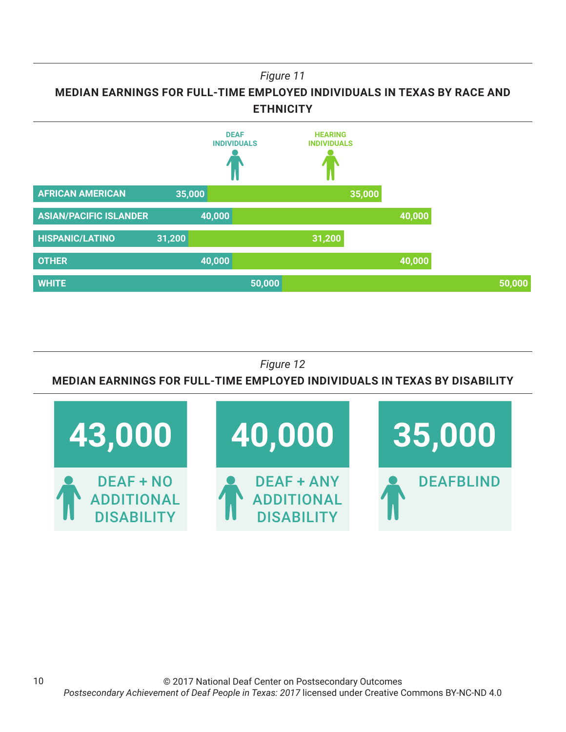*Figure 11*

**MEDIAN EARNINGS FOR FULL-TIME EMPLOYED INDIVIDUALS IN TEXAS BY RACE AND ETHNICITY**

| | DEAF INDIVIDUALS | HEARING INDIVIDUALS |
|---|---|---|
| AFRICAN AMERICAN | 35,000 | 35,000 |
| ASIAN/PACIFIC ISLANDER | 40,000 | 40,000 |
| HISPANIC/LATINO | 31,200 | 31,200 |
| OTHER | 40,000 | 40,000 |
| WHITE | 50,000 | 50,000 |

*Figure 12*

**MEDIAN EARNINGS FOR FULL-TIME EMPLOYED INDIVIDUALS IN TEXAS BY DISABILITY**

| DEAF + NO ADDITIONAL DISABILITY | DEAF + ANY ADDITIONAL DISABILITY | DEAFBLIND |
|---|---|---|
| 43,000 | 40,000 | 35,000 |

© 2017 National Deaf Center on Postsecondary Outcomes
*Postsecondary Achievement of Deaf People in Texas: 2017* licensed under Creative Commons BY-NC-ND 4.0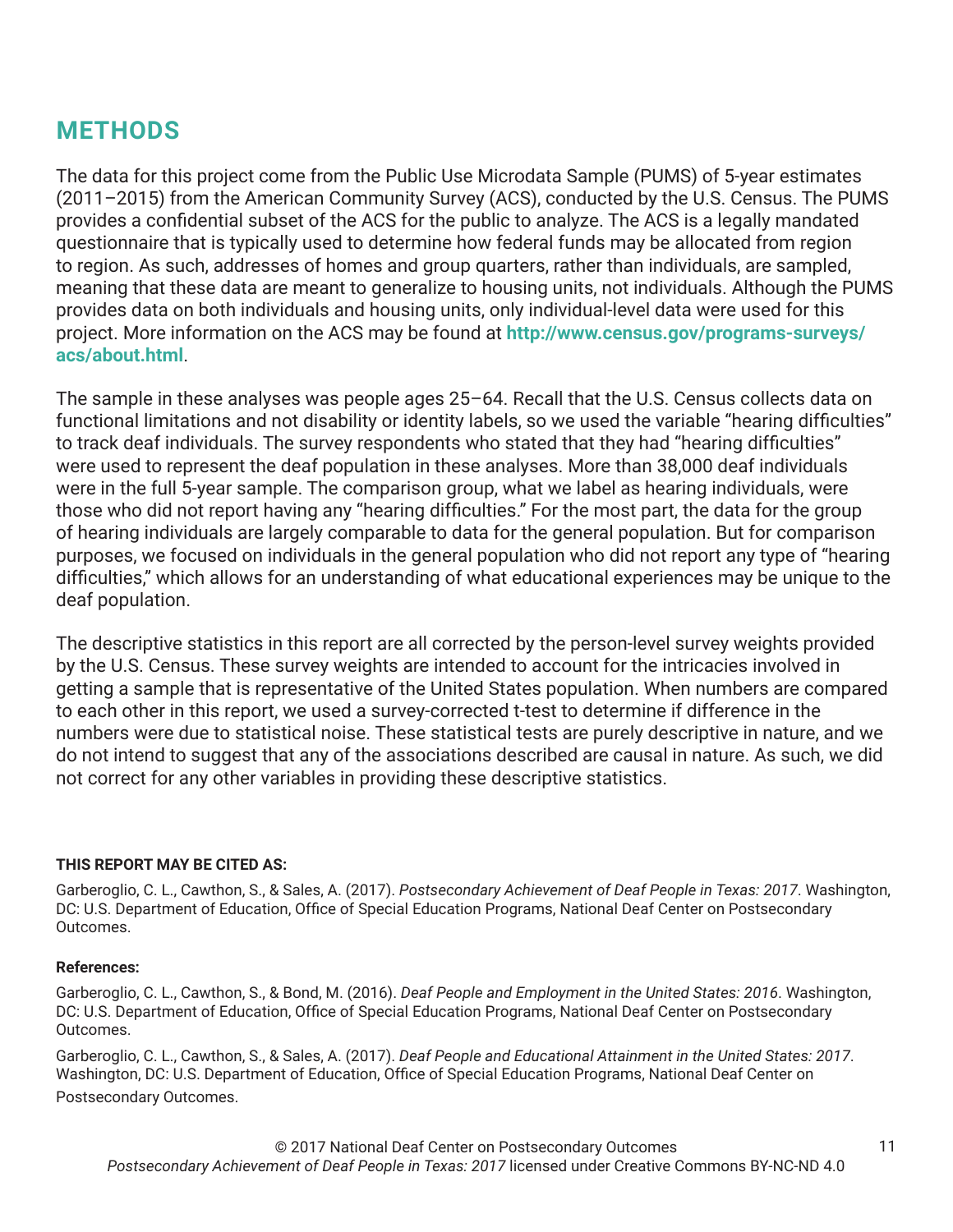## METHODS

The data for this project come from the Public Use Microdata Sample (PUMS) of 5-year estimates (2011–2015) from the American Community Survey (ACS), conducted by the U.S. Census. The PUMS provides a confidential subset of the ACS for the public to analyze. The ACS is a legally mandated questionnaire that is typically used to determine how federal funds may be allocated from region to region. As such, addresses of homes and group quarters, rather than individuals, are sampled, meaning that these data are meant to generalize to housing units, not individuals. Although the PUMS provides data on both individuals and housing units, only individual-level data were used for this project. More information on the ACS may be found at **http://www.census.gov/programs-surveys/acs/about.html**.

The sample in these analyses was people ages 25–64. Recall that the U.S. Census collects data on functional limitations and not disability or identity labels, so we used the variable "hearing difficulties" to track deaf individuals. The survey respondents who stated that they had "hearing difficulties" were used to represent the deaf population in these analyses. More than 38,000 deaf individuals were in the full 5-year sample. The comparison group, what we label as hearing individuals, were those who did not report having any "hearing difficulties." For the most part, the data for the group of hearing individuals are largely comparable to data for the general population. But for comparison purposes, we focused on individuals in the general population who did not report any type of "hearing difficulties," which allows for an understanding of what educational experiences may be unique to the deaf population.

The descriptive statistics in this report are all corrected by the person-level survey weights provided by the U.S. Census. These survey weights are intended to account for the intricacies involved in getting a sample that is representative of the United States population. When numbers are compared to each other in this report, we used a survey-corrected t-test to determine if difference in the numbers were due to statistical noise. These statistical tests are purely descriptive in nature, and we do not intend to suggest that any of the associations described are causal in nature. As such, we did not correct for any other variables in providing these descriptive statistics.

**THIS REPORT MAY BE CITED AS:**

Garberoglio, C. L., Cawthon, S., & Sales, A. (2017). *Postsecondary Achievement of Deaf People in Texas: 2017*. Washington, DC: U.S. Department of Education, Office of Special Education Programs, National Deaf Center on Postsecondary Outcomes.

**References:**

Garberoglio, C. L., Cawthon, S., & Bond, M. (2016). *Deaf People and Employment in the United States: 2016*. Washington, DC: U.S. Department of Education, Office of Special Education Programs, National Deaf Center on Postsecondary Outcomes.

Garberoglio, C. L., Cawthon, S., & Sales, A. (2017). *Deaf People and Educational Attainment in the United States: 2017*. Washington, DC: U.S. Department of Education, Office of Special Education Programs, National Deaf Center on Postsecondary Outcomes.

© 2017 National Deaf Center on Postsecondary Outcomes
*Postsecondary Achievement of Deaf People in Texas: 2017* licensed under Creative Commons BY-NC-ND 4.0